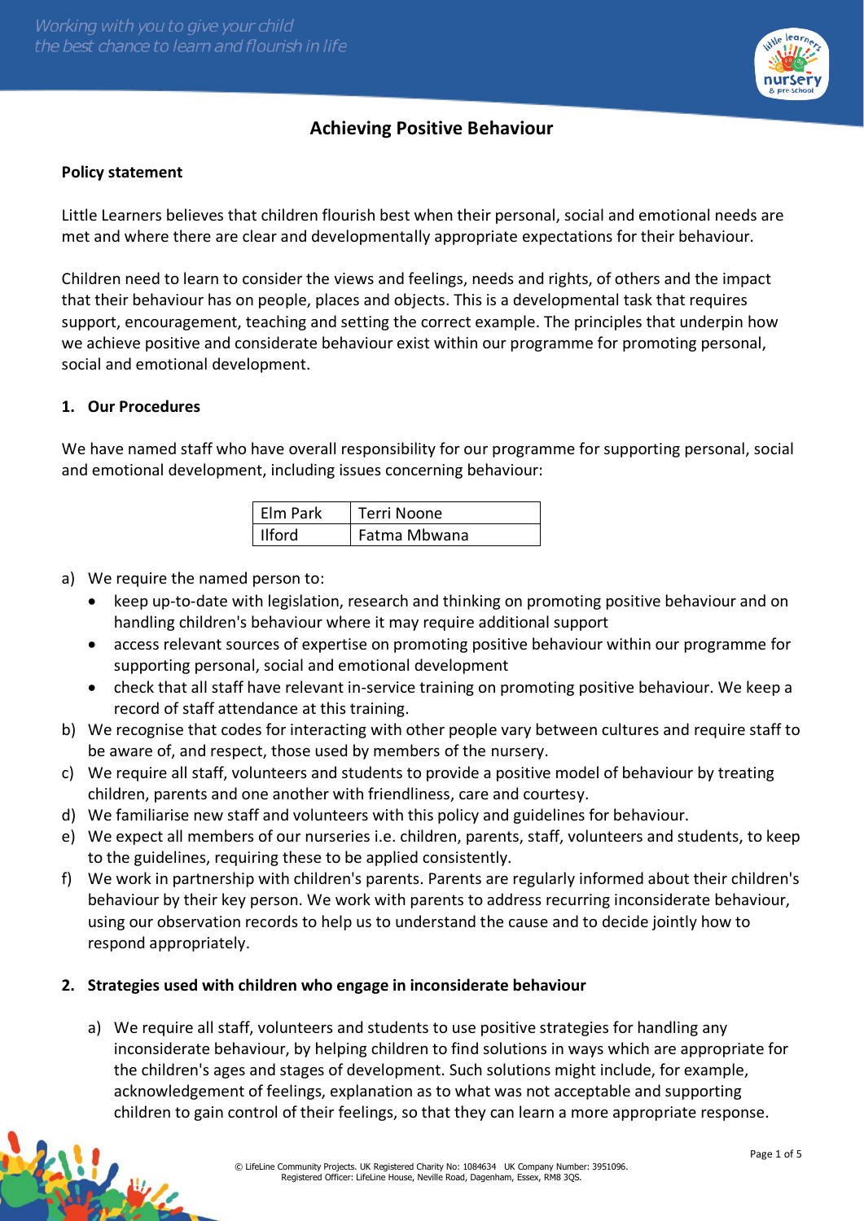# Achieving Positive Behaviour

**Policy statement**

Little Learners believes that children flourish best when their personal, social and emotional needs are met and where there are clear and developmentally appropriate expectations for their behaviour.

Children need to learn to consider the views and feelings, needs and rights, of others and the impact that their behaviour has on people, places and objects. This is a developmental task that requires support, encouragement, teaching and setting the correct example. The principles that underpin how we achieve positive and considerate behaviour exist within our programme for promoting personal, social and emotional development.

## 1. Our Procedures

We have named staff who have overall responsibility for our programme for supporting personal, social and emotional development, including issues concerning behaviour:

| | |
|---|---|
| Elm Park | Terri Noone |
| Ilford | Fatma Mbwana |

a) We require the named person to:
   - keep up-to-date with legislation, research and thinking on promoting positive behaviour and on handling children's behaviour where it may require additional support
   - access relevant sources of expertise on promoting positive behaviour within our programme for supporting personal, social and emotional development
   - check that all staff have relevant in-service training on promoting positive behaviour. We keep a record of staff attendance at this training.

b) We recognise that codes for interacting with other people vary between cultures and require staff to be aware of, and respect, those used by members of the nursery.

c) We require all staff, volunteers and students to provide a positive model of behaviour by treating children, parents and one another with friendliness, care and courtesy.

d) We familiarise new staff and volunteers with this policy and guidelines for behaviour.

e) We expect all members of our nurseries i.e. children, parents, staff, volunteers and students, to keep to the guidelines, requiring these to be applied consistently.

f) We work in partnership with children's parents. Parents are regularly informed about their children's behaviour by their key person. We work with parents to address recurring inconsiderate behaviour, using our observation records to help us to understand the cause and to decide jointly how to respond appropriately.

## 2. Strategies used with children who engage in inconsiderate behaviour

a) We require all staff, volunteers and students to use positive strategies for handling any inconsiderate behaviour, by helping children to find solutions in ways which are appropriate for the children's ages and stages of development. Such solutions might include, for example, acknowledgement of feelings, explanation as to what was not acceptable and supporting children to gain control of their feelings, so that they can learn a more appropriate response.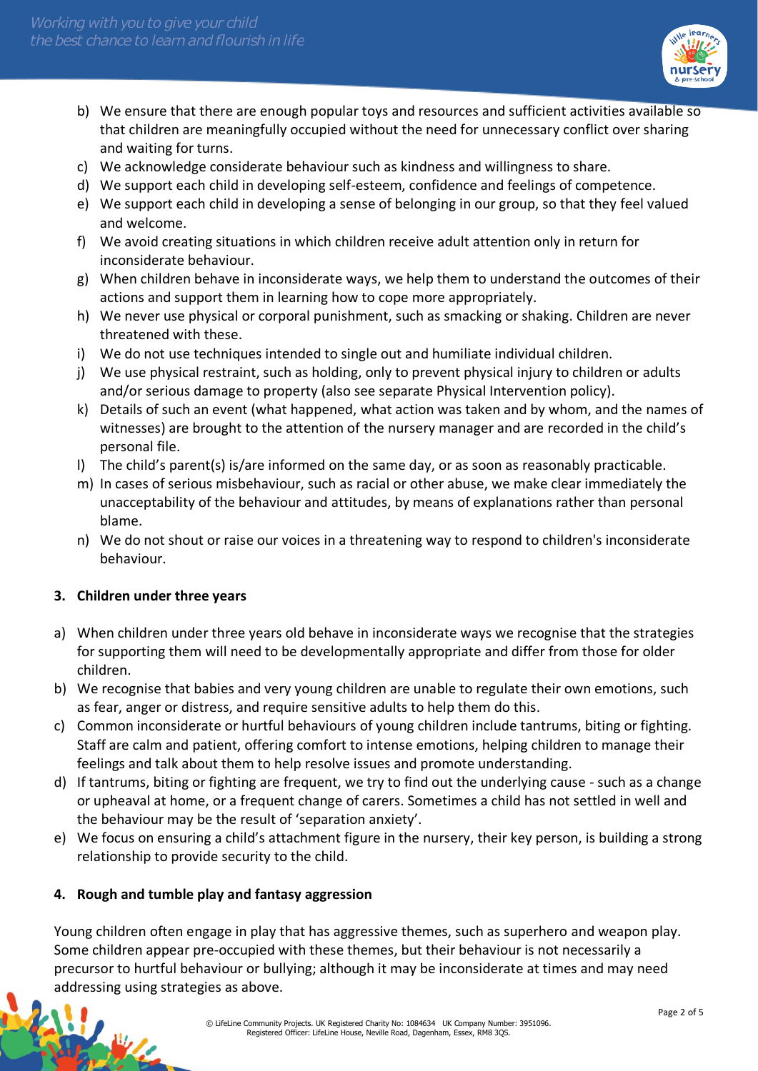b) We ensure that there are enough popular toys and resources and sufficient activities available so that children are meaningfully occupied without the need for unnecessary conflict over sharing and waiting for turns.
c) We acknowledge considerate behaviour such as kindness and willingness to share.
d) We support each child in developing self-esteem, confidence and feelings of competence.
e) We support each child in developing a sense of belonging in our group, so that they feel valued and welcome.
f) We avoid creating situations in which children receive adult attention only in return for inconsiderate behaviour.
g) When children behave in inconsiderate ways, we help them to understand the outcomes of their actions and support them in learning how to cope more appropriately.
h) We never use physical or corporal punishment, such as smacking or shaking. Children are never threatened with these.
i) We do not use techniques intended to single out and humiliate individual children.
j) We use physical restraint, such as holding, only to prevent physical injury to children or adults and/or serious damage to property (also see separate Physical Intervention policy).
k) Details of such an event (what happened, what action was taken and by whom, and the names of witnesses) are brought to the attention of the nursery manager and are recorded in the child's personal file.
l) The child's parent(s) is/are informed on the same day, or as soon as reasonably practicable.
m) In cases of serious misbehaviour, such as racial or other abuse, we make clear immediately the unacceptability of the behaviour and attitudes, by means of explanations rather than personal blame.
n) We do not shout or raise our voices in a threatening way to respond to children's inconsiderate behaviour.

### 3. Children under three years

a) When children under three years old behave in inconsiderate ways we recognise that the strategies for supporting them will need to be developmentally appropriate and differ from those for older children.
b) We recognise that babies and very young children are unable to regulate their own emotions, such as fear, anger or distress, and require sensitive adults to help them do this.
c) Common inconsiderate or hurtful behaviours of young children include tantrums, biting or fighting. Staff are calm and patient, offering comfort to intense emotions, helping children to manage their feelings and talk about them to help resolve issues and promote understanding.
d) If tantrums, biting or fighting are frequent, we try to find out the underlying cause - such as a change or upheaval at home, or a frequent change of carers. Sometimes a child has not settled in well and the behaviour may be the result of 'separation anxiety'.
e) We focus on ensuring a child's attachment figure in the nursery, their key person, is building a strong relationship to provide security to the child.

### 4. Rough and tumble play and fantasy aggression

Young children often engage in play that has aggressive themes, such as superhero and weapon play. Some children appear pre-occupied with these themes, but their behaviour is not necessarily a precursor to hurtful behaviour or bullying; although it may be inconsiderate at times and may need addressing using strategies as above.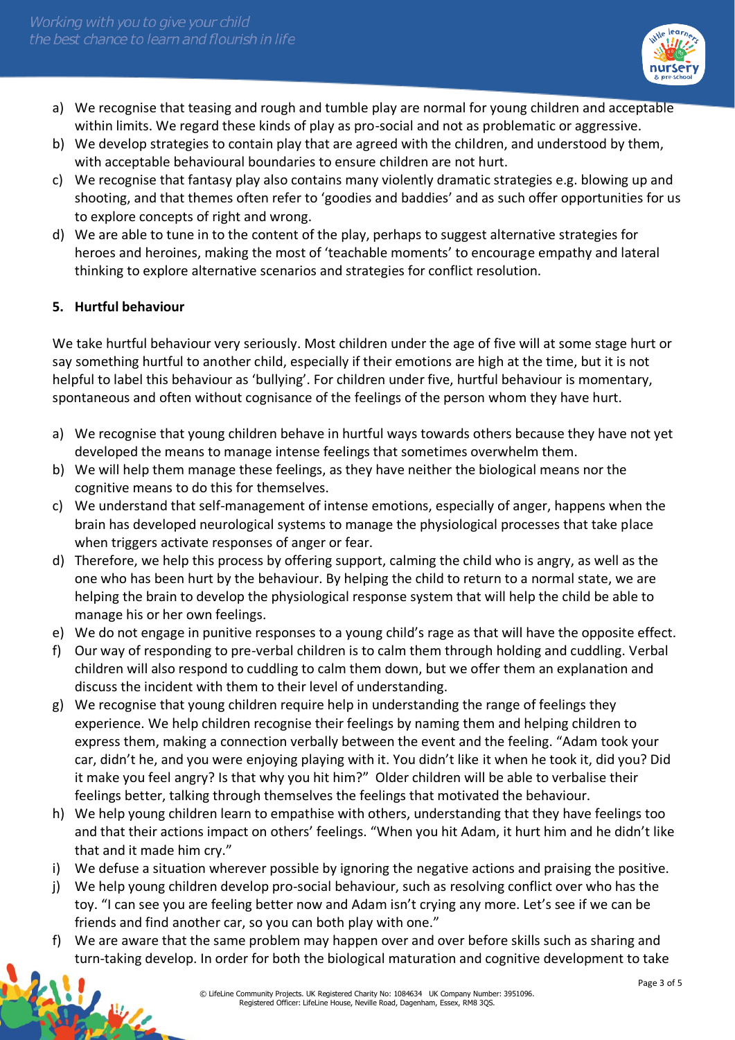a) We recognise that teasing and rough and tumble play are normal for young children and acceptable within limits. We regard these kinds of play as pro-social and not as problematic or aggressive.
b) We develop strategies to contain play that are agreed with the children, and understood by them, with acceptable behavioural boundaries to ensure children are not hurt.
c) We recognise that fantasy play also contains many violently dramatic strategies e.g. blowing up and shooting, and that themes often refer to 'goodies and baddies' and as such offer opportunities for us to explore concepts of right and wrong.
d) We are able to tune in to the content of the play, perhaps to suggest alternative strategies for heroes and heroines, making the most of 'teachable moments' to encourage empathy and lateral thinking to explore alternative scenarios and strategies for conflict resolution.

**5. Hurtful behaviour**

We take hurtful behaviour very seriously. Most children under the age of five will at some stage hurt or say something hurtful to another child, especially if their emotions are high at the time, but it is not helpful to label this behaviour as 'bullying'. For children under five, hurtful behaviour is momentary, spontaneous and often without cognisance of the feelings of the person whom they have hurt.

a) We recognise that young children behave in hurtful ways towards others because they have not yet developed the means to manage intense feelings that sometimes overwhelm them.
b) We will help them manage these feelings, as they have neither the biological means nor the cognitive means to do this for themselves.
c) We understand that self-management of intense emotions, especially of anger, happens when the brain has developed neurological systems to manage the physiological processes that take place when triggers activate responses of anger or fear.
d) Therefore, we help this process by offering support, calming the child who is angry, as well as the one who has been hurt by the behaviour. By helping the child to return to a normal state, we are helping the brain to develop the physiological response system that will help the child be able to manage his or her own feelings.
e) We do not engage in punitive responses to a young child's rage as that will have the opposite effect.
f) Our way of responding to pre-verbal children is to calm them through holding and cuddling. Verbal children will also respond to cuddling to calm them down, but we offer them an explanation and discuss the incident with them to their level of understanding.
g) We recognise that young children require help in understanding the range of feelings they experience. We help children recognise their feelings by naming them and helping children to express them, making a connection verbally between the event and the feeling. "Adam took your car, didn't he, and you were enjoying playing with it. You didn't like it when he took it, did you? Did it make you feel angry? Is that why you hit him?" Older children will be able to verbalise their feelings better, talking through themselves the feelings that motivated the behaviour.
h) We help young children learn to empathise with others, understanding that they have feelings too and that their actions impact on others' feelings. "When you hit Adam, it hurt him and he didn't like that and it made him cry."
i) We defuse a situation wherever possible by ignoring the negative actions and praising the positive.
j) We help young children develop pro-social behaviour, such as resolving conflict over who has the toy. "I can see you are feeling better now and Adam isn't crying any more. Let's see if we can be friends and find another car, so you can both play with one."
f) We are aware that the same problem may happen over and over before skills such as sharing and turn-taking develop. In order for both the biological maturation and cognitive development to take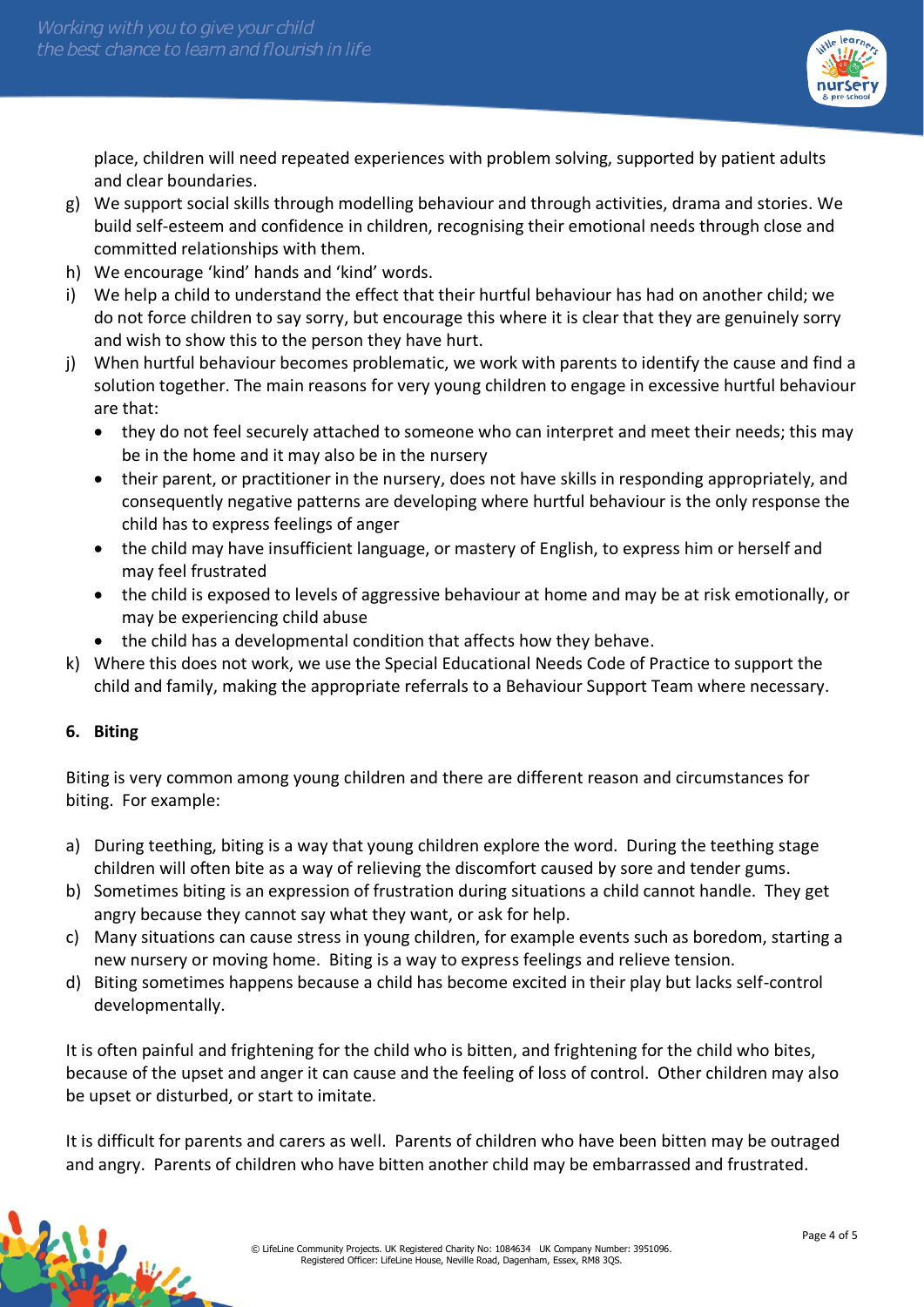place, children will need repeated experiences with problem solving, supported by patient adults and clear boundaries.

g) We support social skills through modelling behaviour and through activities, drama and stories. We build self-esteem and confidence in children, recognising their emotional needs through close and committed relationships with them.
h) We encourage 'kind' hands and 'kind' words.
i) We help a child to understand the effect that their hurtful behaviour has had on another child; we do not force children to say sorry, but encourage this where it is clear that they are genuinely sorry and wish to show this to the person they have hurt.
j) When hurtful behaviour becomes problematic, we work with parents to identify the cause and find a solution together. The main reasons for very young children to engage in excessive hurtful behaviour are that:
   - they do not feel securely attached to someone who can interpret and meet their needs; this may be in the home and it may also be in the nursery
   - their parent, or practitioner in the nursery, does not have skills in responding appropriately, and consequently negative patterns are developing where hurtful behaviour is the only response the child has to express feelings of anger
   - the child may have insufficient language, or mastery of English, to express him or herself and may feel frustrated
   - the child is exposed to levels of aggressive behaviour at home and may be at risk emotionally, or may be experiencing child abuse
   - the child has a developmental condition that affects how they behave.
k) Where this does not work, we use the Special Educational Needs Code of Practice to support the child and family, making the appropriate referrals to a Behaviour Support Team where necessary.

## 6. Biting

Biting is very common among young children and there are different reason and circumstances for biting. For example:

a) During teething, biting is a way that young children explore the word. During the teething stage children will often bite as a way of relieving the discomfort caused by sore and tender gums.
b) Sometimes biting is an expression of frustration during situations a child cannot handle. They get angry because they cannot say what they want, or ask for help.
c) Many situations can cause stress in young children, for example events such as boredom, starting a new nursery or moving home. Biting is a way to express feelings and relieve tension.
d) Biting sometimes happens because a child has become excited in their play but lacks self-control developmentally.

It is often painful and frightening for the child who is bitten, and frightening for the child who bites, because of the upset and anger it can cause and the feeling of loss of control. Other children may also be upset or disturbed, or start to imitate.

It is difficult for parents and carers as well. Parents of children who have been bitten may be outraged and angry. Parents of children who have bitten another child may be embarrassed and frustrated.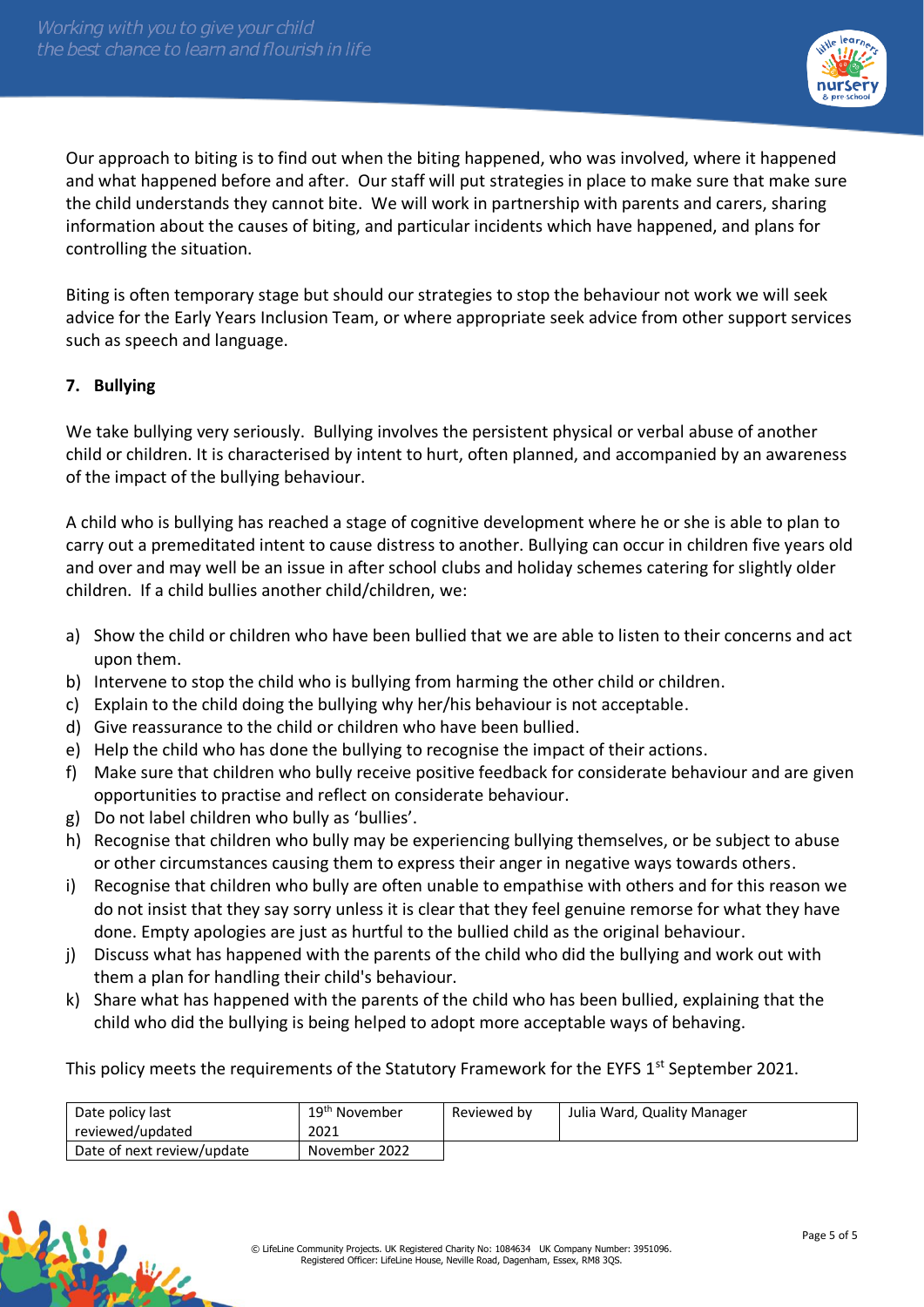Our approach to biting is to find out when the biting happened, who was involved, where it happened and what happened before and after. Our staff will put strategies in place to make sure that make sure the child understands they cannot bite. We will work in partnership with parents and carers, sharing information about the causes of biting, and particular incidents which have happened, and plans for controlling the situation.

Biting is often temporary stage but should our strategies to stop the behaviour not work we will seek advice for the Early Years Inclusion Team, or where appropriate seek advice from other support services such as speech and language.

## 7. Bullying

We take bullying very seriously. Bullying involves the persistent physical or verbal abuse of another child or children. It is characterised by intent to hurt, often planned, and accompanied by an awareness of the impact of the bullying behaviour.

A child who is bullying has reached a stage of cognitive development where he or she is able to plan to carry out a premeditated intent to cause distress to another. Bullying can occur in children five years old and over and may well be an issue in after school clubs and holiday schemes catering for slightly older children. If a child bullies another child/children, we:

a) Show the child or children who have been bullied that we are able to listen to their concerns and act upon them.
b) Intervene to stop the child who is bullying from harming the other child or children.
c) Explain to the child doing the bullying why her/his behaviour is not acceptable.
d) Give reassurance to the child or children who have been bullied.
e) Help the child who has done the bullying to recognise the impact of their actions.
f) Make sure that children who bully receive positive feedback for considerate behaviour and are given opportunities to practise and reflect on considerate behaviour.
g) Do not label children who bully as 'bullies'.
h) Recognise that children who bully may be experiencing bullying themselves, or be subject to abuse or other circumstances causing them to express their anger in negative ways towards others.
i) Recognise that children who bully are often unable to empathise with others and for this reason we do not insist that they say sorry unless it is clear that they feel genuine remorse for what they have done. Empty apologies are just as hurtful to the bullied child as the original behaviour.
j) Discuss what has happened with the parents of the child who did the bullying and work out with them a plan for handling their child's behaviour.
k) Share what has happened with the parents of the child who has been bullied, explaining that the child who did the bullying is being helped to adopt more acceptable ways of behaving.

This policy meets the requirements of the Statutory Framework for the EYFS 1st September 2021.

| | | | |
|---|---|---|---|
| Date policy last reviewed/updated | 19th November 2021 | Reviewed by | Julia Ward, Quality Manager |
| Date of next review/update | November 2022 | | |

© LifeLine Community Projects. UK Registered Charity No: 1084634 UK Company Number: 3951096. Registered Office: LifeLine House, Neville Road, Dagenham, Essex, RM8 3QS.